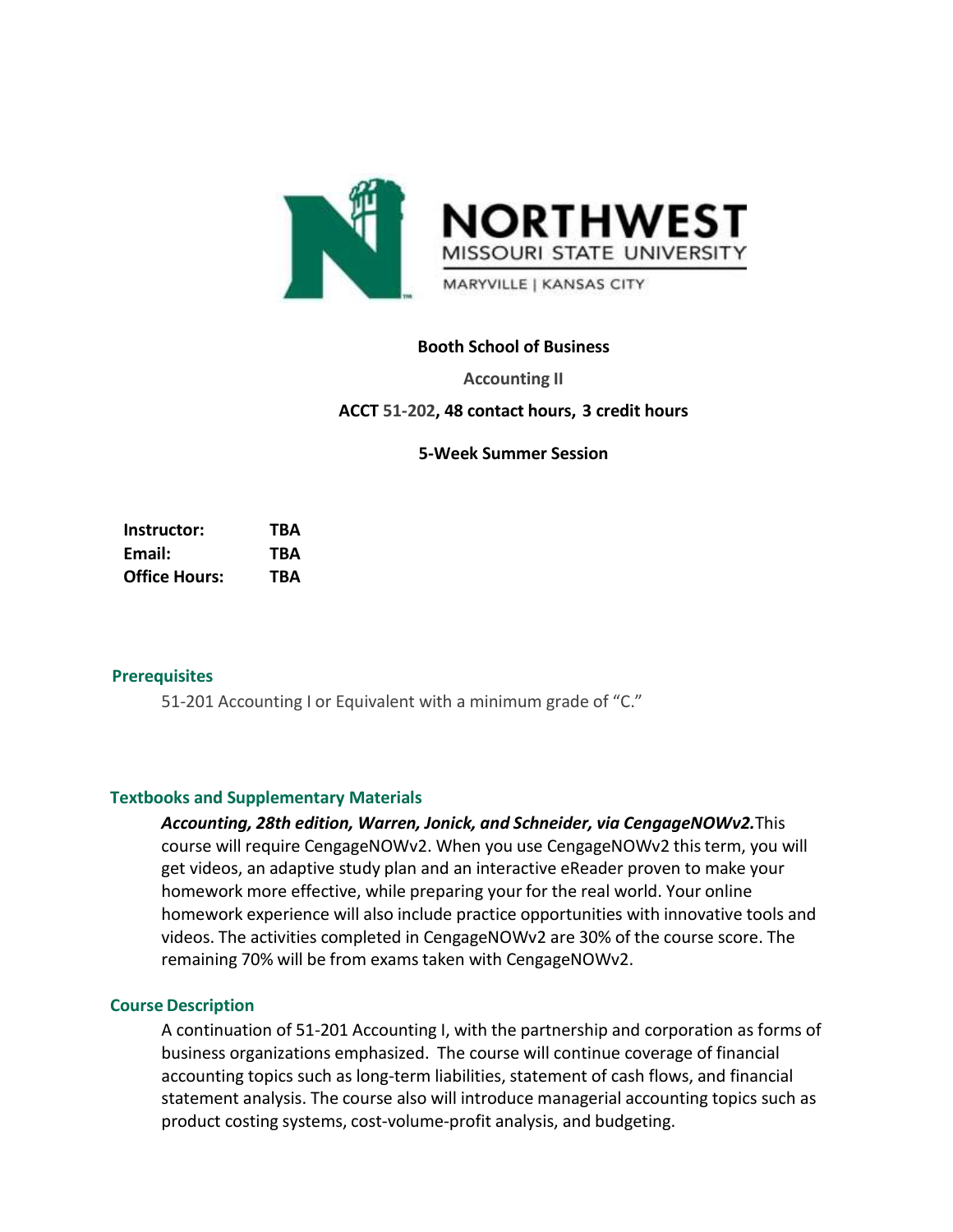NORTHWEST
MISSOURI STATE UNIVERSITY
MARYVILLE | KANSAS CITY

**Booth School of Business**

**Accounting II**

**ACCT 51-202, 48 contact hours, 3 credit hours**

**5-Week Summer Session**

| | |
|---|---|
| **Instructor:** | **TBA** |
| **Email:** | **TBA** |
| **Office Hours:** | **TBA** |

## Prerequisites

51-201 Accounting I or Equivalent with a minimum grade of "C."

## Textbooks and Supplementary Materials

***Accounting, 28th edition, Warren, Jonick, and Schneider, via CengageNOWv2.*** This course will require CengageNOWv2. When you use CengageNOWv2 this term, you will get videos, an adaptive study plan and an interactive eReader proven to make your homework more effective, while preparing your for the real world. Your online homework experience will also include practice opportunities with innovative tools and videos. The activities completed in CengageNOWv2 are 30% of the course score. The remaining 70% will be from exams taken with CengageNOWv2.

## Course Description

A continuation of 51-201 Accounting I, with the partnership and corporation as forms of business organizations emphasized. The course will continue coverage of financial accounting topics such as long-term liabilities, statement of cash flows, and financial statement analysis. The course also will introduce managerial accounting topics such as product costing systems, cost-volume-profit analysis, and budgeting.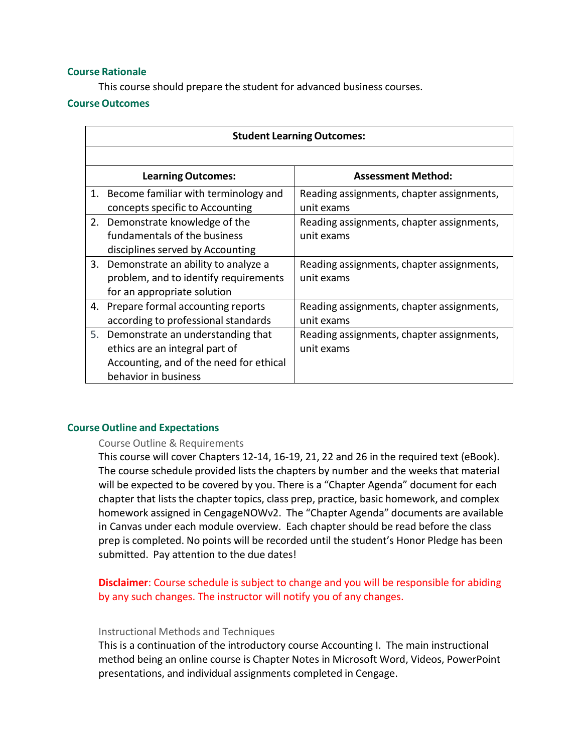## Course Rationale

This course should prepare the student for advanced business courses.

## Course Outcomes

| Student Learning Outcomes: | |
|---|---|
| | |
| **Learning Outcomes:** | **Assessment Method:** |
| 1. Become familiar with terminology and concepts specific to Accounting | Reading assignments, chapter assignments, unit exams |
| 2. Demonstrate knowledge of the fundamentals of the business disciplines served by Accounting | Reading assignments, chapter assignments, unit exams |
| 3. Demonstrate an ability to analyze a problem, and to identify requirements for an appropriate solution | Reading assignments, chapter assignments, unit exams |
| 4. Prepare formal accounting reports according to professional standards | Reading assignments, chapter assignments, unit exams |
| 5. Demonstrate an understanding that ethics are an integral part of Accounting, and of the need for ethical behavior in business | Reading assignments, chapter assignments, unit exams |

## Course Outline and Expectations

### Course Outline & Requirements

This course will cover Chapters 12-14, 16-19, 21, 22 and 26 in the required text (eBook). The course schedule provided lists the chapters by number and the weeks that material will be expected to be covered by you. There is a "Chapter Agenda" document for each chapter that lists the chapter topics, class prep, practice, basic homework, and complex homework assigned in CengageNOWv2. The "Chapter Agenda" documents are available in Canvas under each module overview. Each chapter should be read before the class prep is completed. No points will be recorded until the student's Honor Pledge has been submitted. Pay attention to the due dates!

**Disclaimer**: Course schedule is subject to change and you will be responsible for abiding by any such changes. The instructor will notify you of any changes.

### Instructional Methods and Techniques

This is a continuation of the introductory course Accounting I. The main instructional method being an online course is Chapter Notes in Microsoft Word, Videos, PowerPoint presentations, and individual assignments completed in Cengage.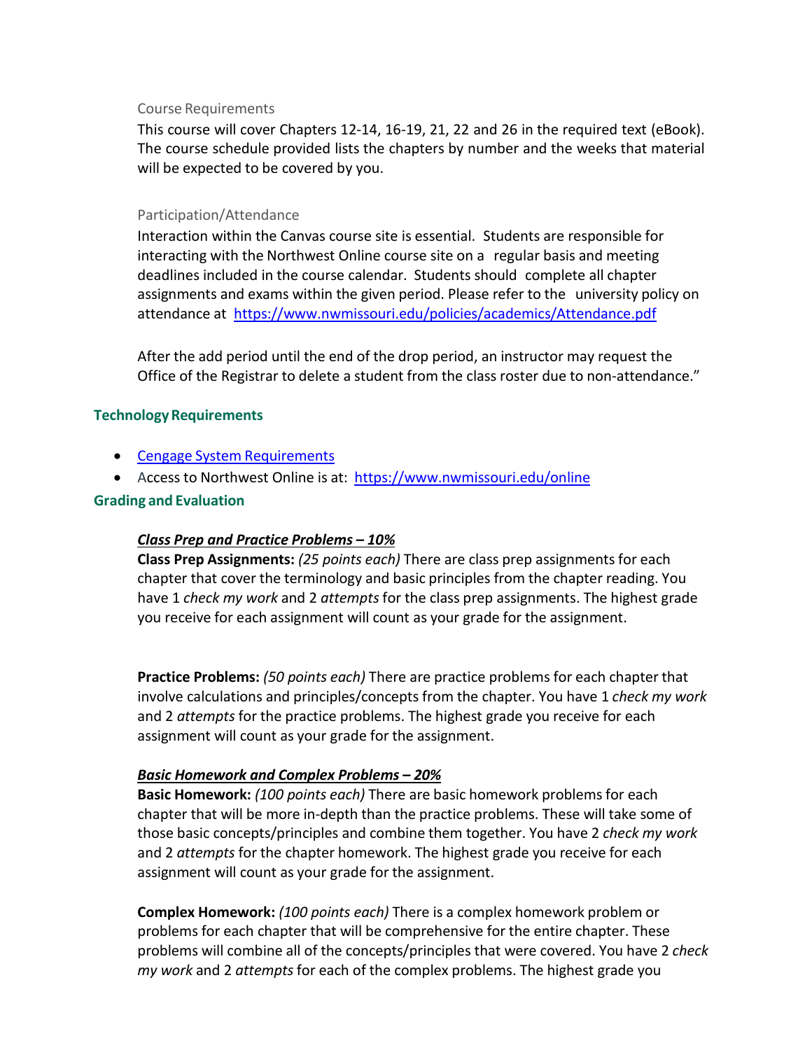### Course Requirements

This course will cover Chapters 12-14, 16-19, 21, 22 and 26 in the required text (eBook). The course schedule provided lists the chapters by number and the weeks that material will be expected to be covered by you.

### Participation/Attendance

Interaction within the Canvas course site is essential. Students are responsible for interacting with the Northwest Online course site on a regular basis and meeting deadlines included in the course calendar. Students should complete all chapter assignments and exams within the given period. Please refer to the university policy on attendance at [https://www.nwmissouri.edu/policies/academics/Attendance.pdf](https://www.nwmissouri.edu/policies/academics/Attendance.pdf)

After the add period until the end of the drop period, an instructor may request the Office of the Registrar to delete a student from the class roster due to non-attendance."

## Technology Requirements

- Cengage System Requirements
- Access to Northwest Online is at: [https://www.nwmissouri.edu/online](https://www.nwmissouri.edu/online)

## Grading and Evaluation

***Class Prep and Practice Problems – 10%***

**Class Prep Assignments:** *(25 points each)* There are class prep assignments for each chapter that cover the terminology and basic principles from the chapter reading. You have 1 *check my work* and 2 *attempts* for the class prep assignments. The highest grade you receive for each assignment will count as your grade for the assignment.

**Practice Problems:** *(50 points each)* There are practice problems for each chapter that involve calculations and principles/concepts from the chapter. You have 1 *check my work* and 2 *attempts* for the practice problems. The highest grade you receive for each assignment will count as your grade for the assignment.

***Basic Homework and Complex Problems – 20%***

**Basic Homework:** *(100 points each)* There are basic homework problems for each chapter that will be more in-depth than the practice problems. These will take some of those basic concepts/principles and combine them together. You have 2 *check my work* and 2 *attempts* for the chapter homework. The highest grade you receive for each assignment will count as your grade for the assignment.

**Complex Homework:** *(100 points each)* There is a complex homework problem or problems for each chapter that will be comprehensive for the entire chapter. These problems will combine all of the concepts/principles that were covered. You have 2 *check my work* and 2 *attempts* for each of the complex problems. The highest grade you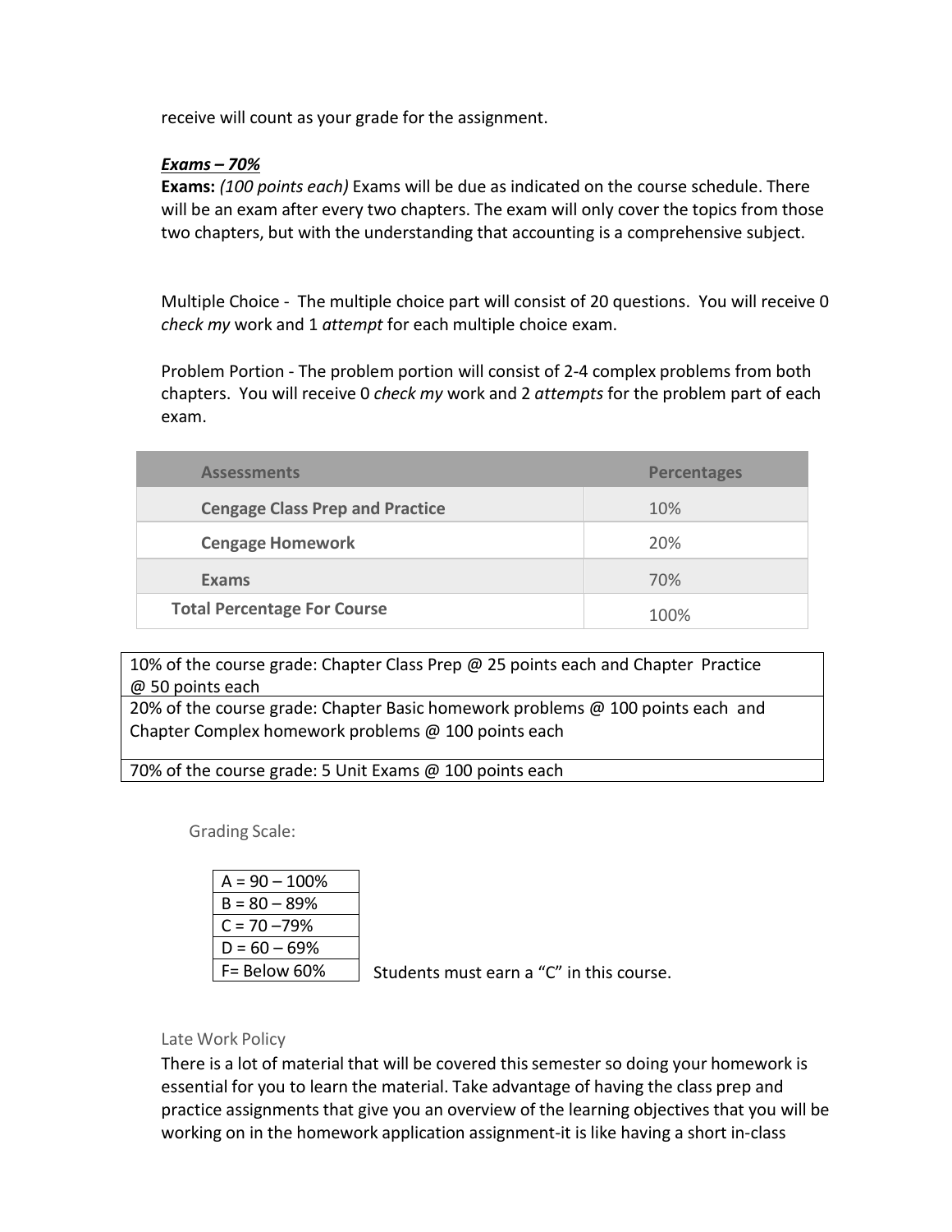receive will count as your grade for the assignment.

***Exams – 70%***

**Exams:** *(100 points each)* Exams will be due as indicated on the course schedule. There will be an exam after every two chapters. The exam will only cover the topics from those two chapters, but with the understanding that accounting is a comprehensive subject.

Multiple Choice - The multiple choice part will consist of 20 questions. You will receive 0 *check my* work and 1 *attempt* for each multiple choice exam.

Problem Portion - The problem portion will consist of 2-4 complex problems from both chapters. You will receive 0 *check my* work and 2 *attempts* for the problem part of each exam.

| Assessments | Percentages |
|---|---|
| **Cengage Class Prep and Practice** | 10% |
| **Cengage Homework** | 20% |
| **Exams** | 70% |
| **Total Percentage For Course** | 100% |

| |
|---|
| 10% of the course grade: Chapter Class Prep @ 25 points each and Chapter Practice @ 50 points each |
| 20% of the course grade: Chapter Basic homework problems @ 100 points each and Chapter Complex homework problems @ 100 points each |
| 70% of the course grade: 5 Unit Exams @ 100 points each |

Grading Scale:

| |
|---|
| A = 90 – 100% |
| B = 80 – 89% |
| C = 70 –79% |
| D = 60 – 69% |
| F= Below 60% |

Students must earn a "C" in this course.

Late Work Policy

There is a lot of material that will be covered this semester so doing your homework is essential for you to learn the material. Take advantage of having the class prep and practice assignments that give you an overview of the learning objectives that you will be working on in the homework application assignment-it is like having a short in-class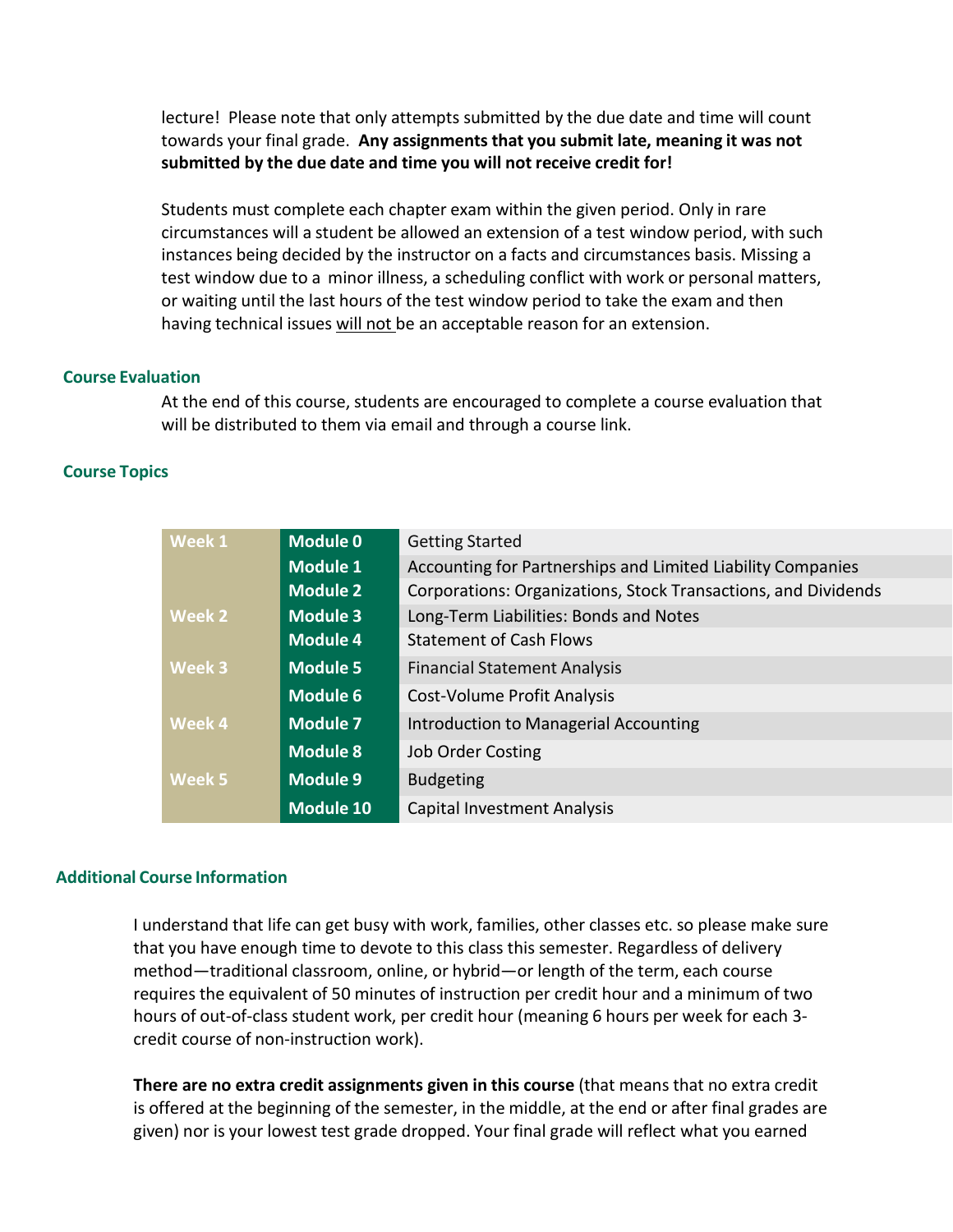lecture! Please note that only attempts submitted by the due date and time will count towards your final grade. **Any assignments that you submit late, meaning it was not submitted by the due date and time you will not receive credit for!**

Students must complete each chapter exam within the given period. Only in rare circumstances will a student be allowed an extension of a test window period, with such instances being decided by the instructor on a facts and circumstances basis. Missing a test window due to a minor illness, a scheduling conflict with work or personal matters, or waiting until the last hours of the test window period to take the exam and then having technical issues <u>will not</u> be an acceptable reason for an extension.

## Course Evaluation

At the end of this course, students are encouraged to complete a course evaluation that will be distributed to them via email and through a course link.

## Course Topics

| Week | Module | Topic |
|---|---|---|
| Week 1 | Module 0 | Getting Started |
| | Module 1 | Accounting for Partnerships and Limited Liability Companies |
| | Module 2 | Corporations: Organizations, Stock Transactions, and Dividends |
| Week 2 | Module 3 | Long-Term Liabilities: Bonds and Notes |
| | Module 4 | Statement of Cash Flows |
| Week 3 | Module 5 | Financial Statement Analysis |
| | Module 6 | Cost-Volume Profit Analysis |
| Week 4 | Module 7 | Introduction to Managerial Accounting |
| | Module 8 | Job Order Costing |
| Week 5 | Module 9 | Budgeting |
| | Module 10 | Capital Investment Analysis |

## Additional Course Information

I understand that life can get busy with work, families, other classes etc. so please make sure that you have enough time to devote to this class this semester. Regardless of delivery method—traditional classroom, online, or hybrid—or length of the term, each course requires the equivalent of 50 minutes of instruction per credit hour and a minimum of two hours of out-of-class student work, per credit hour (meaning 6 hours per week for each 3-credit course of non-instruction work).

**There are no extra credit assignments given in this course** (that means that no extra credit is offered at the beginning of the semester, in the middle, at the end or after final grades are given) nor is your lowest test grade dropped. Your final grade will reflect what you earned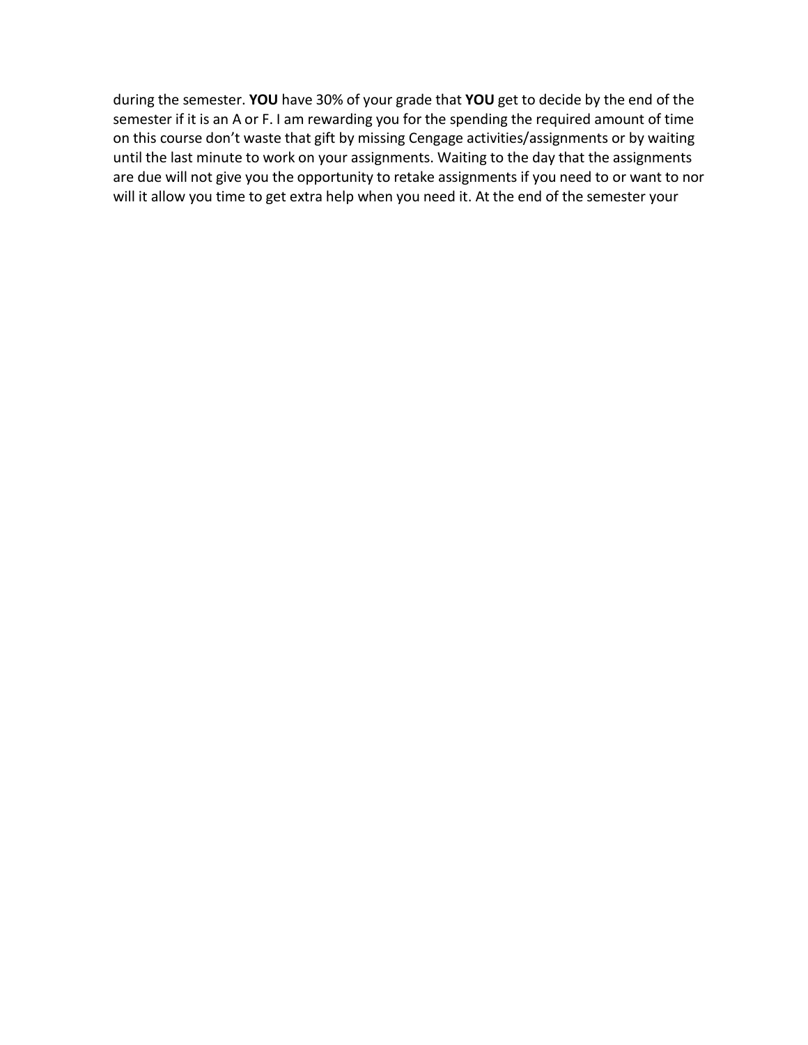during the semester. **YOU** have 30% of your grade that **YOU** get to decide by the end of the semester if it is an A or F. I am rewarding you for the spending the required amount of time on this course don't waste that gift by missing Cengage activities/assignments or by waiting until the last minute to work on your assignments. Waiting to the day that the assignments are due will not give you the opportunity to retake assignments if you need to or want to nor will it allow you time to get extra help when you need it. At the end of the semester your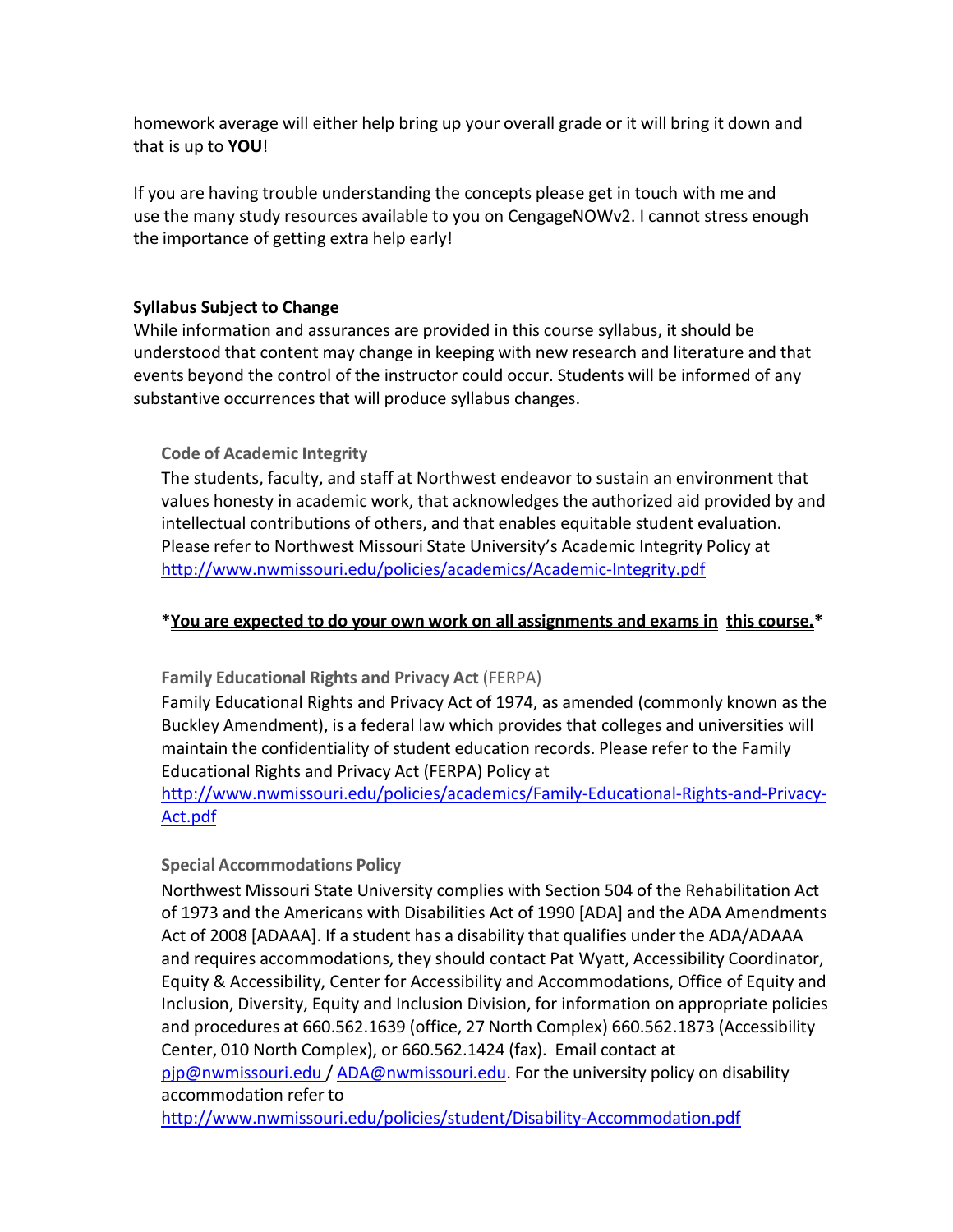homework average will either help bring up your overall grade or it will bring it down and that is up to **YOU**!

If you are having trouble understanding the concepts please get in touch with me and use the many study resources available to you on CengageNOWv2. I cannot stress enough the importance of getting extra help early!

**Syllabus Subject to Change**

While information and assurances are provided in this course syllabus, it should be understood that content may change in keeping with new research and literature and that events beyond the control of the instructor could occur. Students will be informed of any substantive occurrences that will produce syllabus changes.

**Code of Academic Integrity**

The students, faculty, and staff at Northwest endeavor to sustain an environment that values honesty in academic work, that acknowledges the authorized aid provided by and intellectual contributions of others, and that enables equitable student evaluation. Please refer to Northwest Missouri State University's Academic Integrity Policy at http://www.nwmissouri.edu/policies/academics/Academic-Integrity.pdf

***You are expected to do your own work on all assignments and exams in this course.***

**Family Educational Rights and Privacy Act** (FERPA)

Family Educational Rights and Privacy Act of 1974, as amended (commonly known as the Buckley Amendment), is a federal law which provides that colleges and universities will maintain the confidentiality of student education records. Please refer to the Family Educational Rights and Privacy Act (FERPA) Policy at http://www.nwmissouri.edu/policies/academics/Family-Educational-Rights-and-Privacy-Act.pdf

**Special Accommodations Policy**

Northwest Missouri State University complies with Section 504 of the Rehabilitation Act of 1973 and the Americans with Disabilities Act of 1990 [ADA] and the ADA Amendments Act of 2008 [ADAAA]. If a student has a disability that qualifies under the ADA/ADAAA and requires accommodations, they should contact Pat Wyatt, Accessibility Coordinator, Equity & Accessibility, Center for Accessibility and Accommodations, Office of Equity and Inclusion, Diversity, Equity and Inclusion Division, for information on appropriate policies and procedures at 660.562.1639 (office, 27 North Complex) 660.562.1873 (Accessibility Center, 010 North Complex), or 660.562.1424 (fax). Email contact at pjp@nwmissouri.edu / ADA@nwmissouri.edu. For the university policy on disability accommodation refer to http://www.nwmissouri.edu/policies/student/Disability-Accommodation.pdf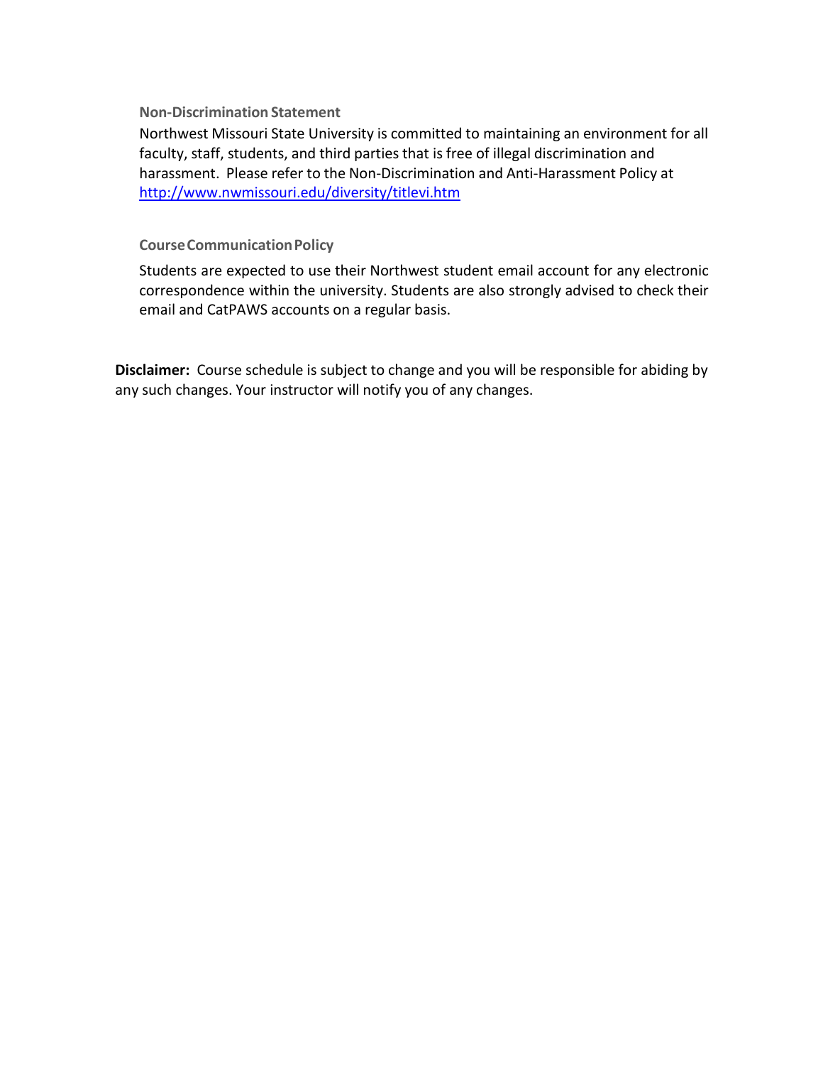### Non-Discrimination Statement

Northwest Missouri State University is committed to maintaining an environment for all faculty, staff, students, and third parties that is free of illegal discrimination and harassment. Please refer to the Non-Discrimination and Anti-Harassment Policy at http://www.nwmissouri.edu/diversity/titlevi.htm

### Course Communication Policy

Students are expected to use their Northwest student email account for any electronic correspondence within the university. Students are also strongly advised to check their email and CatPAWS accounts on a regular basis.

**Disclaimer:** Course schedule is subject to change and you will be responsible for abiding by any such changes. Your instructor will notify you of any changes.